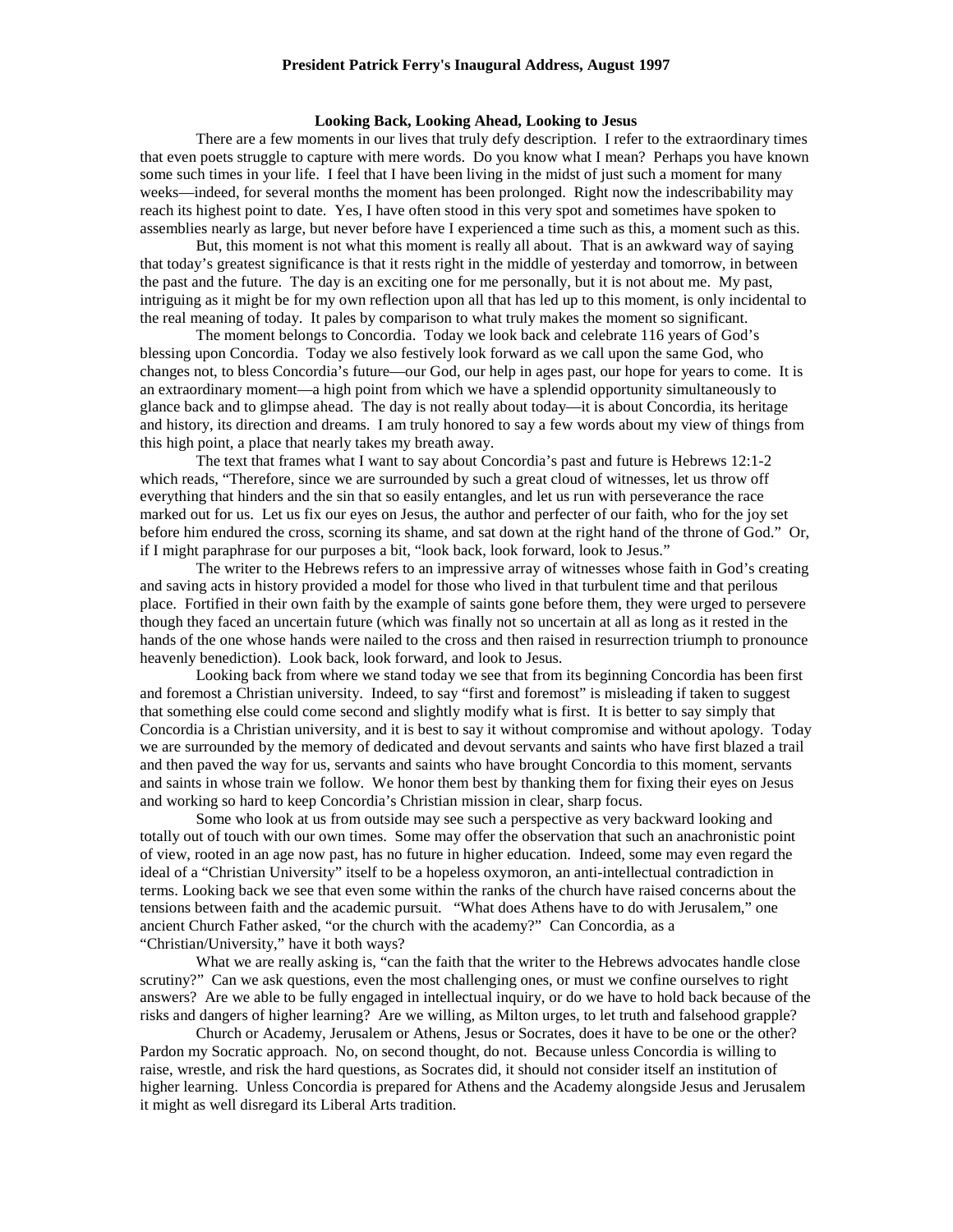**President Patrick Ferry's Inaugural Address, August 1997**

**Looking Back, Looking Ahead, Looking to Jesus**

There are a few moments in our lives that truly defy description. I refer to the extraordinary times that even poets struggle to capture with mere words. Do you know what I mean? Perhaps you have known some such times in your life. I feel that I have been living in the midst of just such a moment for many weeks—indeed, for several months the moment has been prolonged. Right now the indescribability may reach its highest point to date. Yes, I have often stood in this very spot and sometimes have spoken to assemblies nearly as large, but never before have I experienced a time such as this, a moment such as this.

But, this moment is not what this moment is really all about. That is an awkward way of saying that today's greatest significance is that it rests right in the middle of yesterday and tomorrow, in between the past and the future. The day is an exciting one for me personally, but it is not about me. My past, intriguing as it might be for my own reflection upon all that has led up to this moment, is only incidental to the real meaning of today. It pales by comparison to what truly makes the moment so significant.

The moment belongs to Concordia. Today we look back and celebrate 116 years of God's blessing upon Concordia. Today we also festively look forward as we call upon the same God, who changes not, to bless Concordia's future—our God, our help in ages past, our hope for years to come. It is an extraordinary moment—a high point from which we have a splendid opportunity simultaneously to glance back and to glimpse ahead. The day is not really about today—it is about Concordia, its heritage and history, its direction and dreams. I am truly honored to say a few words about my view of things from this high point, a place that nearly takes my breath away.

The text that frames what I want to say about Concordia's past and future is Hebrews 12:1-2 which reads, "Therefore, since we are surrounded by such a great cloud of witnesses, let us throw off everything that hinders and the sin that so easily entangles, and let us run with perseverance the race marked out for us. Let us fix our eyes on Jesus, the author and perfecter of our faith, who for the joy set before him endured the cross, scorning its shame, and sat down at the right hand of the throne of God." Or, if I might paraphrase for our purposes a bit, "look back, look forward, look to Jesus."

The writer to the Hebrews refers to an impressive array of witnesses whose faith in God's creating and saving acts in history provided a model for those who lived in that turbulent time and that perilous place. Fortified in their own faith by the example of saints gone before them, they were urged to persevere though they faced an uncertain future (which was finally not so uncertain at all as long as it rested in the hands of the one whose hands were nailed to the cross and then raised in resurrection triumph to pronounce heavenly benediction). Look back, look forward, and look to Jesus.

Looking back from where we stand today we see that from its beginning Concordia has been first and foremost a Christian university. Indeed, to say "first and foremost" is misleading if taken to suggest that something else could come second and slightly modify what is first. It is better to say simply that Concordia is a Christian university, and it is best to say it without compromise and without apology. Today we are surrounded by the memory of dedicated and devout servants and saints who have first blazed a trail and then paved the way for us, servants and saints who have brought Concordia to this moment, servants and saints in whose train we follow. We honor them best by thanking them for fixing their eyes on Jesus and working so hard to keep Concordia's Christian mission in clear, sharp focus.

Some who look at us from outside may see such a perspective as very backward looking and totally out of touch with our own times. Some may offer the observation that such an anachronistic point of view, rooted in an age now past, has no future in higher education. Indeed, some may even regard the ideal of a "Christian University" itself to be a hopeless oxymoron, an anti-intellectual contradiction in terms. Looking back we see that even some within the ranks of the church have raised concerns about the tensions between faith and the academic pursuit. "What does Athens have to do with Jerusalem," one ancient Church Father asked, "or the church with the academy?" Can Concordia, as a "Christian/University," have it both ways?

What we are really asking is, "can the faith that the writer to the Hebrews advocates handle close scrutiny?" Can we ask questions, even the most challenging ones, or must we confine ourselves to right answers? Are we able to be fully engaged in intellectual inquiry, or do we have to hold back because of the risks and dangers of higher learning? Are we willing, as Milton urges, to let truth and falsehood grapple?

Church or Academy, Jerusalem or Athens, Jesus or Socrates, does it have to be one or the other? Pardon my Socratic approach. No, on second thought, do not. Because unless Concordia is willing to raise, wrestle, and risk the hard questions, as Socrates did, it should not consider itself an institution of higher learning. Unless Concordia is prepared for Athens and the Academy alongside Jesus and Jerusalem it might as well disregard its Liberal Arts tradition.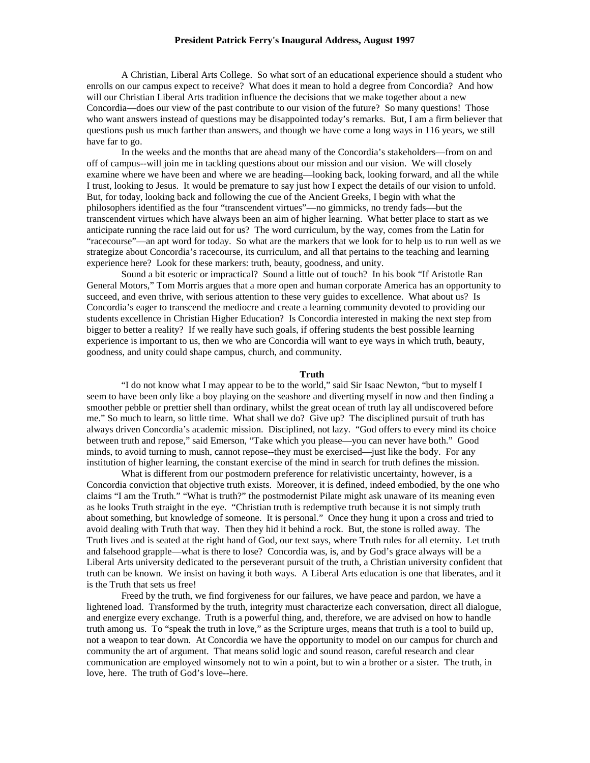**President Patrick Ferry's Inaugural Address, August 1997**

A Christian, Liberal Arts College. So what sort of an educational experience should a student who enrolls on our campus expect to receive? What does it mean to hold a degree from Concordia? And how will our Christian Liberal Arts tradition influence the decisions that we make together about a new Concordia—does our view of the past contribute to our vision of the future? So many questions! Those who want answers instead of questions may be disappointed today's remarks. But, I am a firm believer that questions push us much farther than answers, and though we have come a long ways in 116 years, we still have far to go.

In the weeks and the months that are ahead many of the Concordia's stakeholders—from on and off of campus--will join me in tackling questions about our mission and our vision. We will closely examine where we have been and where we are heading—looking back, looking forward, and all the while I trust, looking to Jesus. It would be premature to say just how I expect the details of our vision to unfold. But, for today, looking back and following the cue of the Ancient Greeks, I begin with what the philosophers identified as the four "transcendent virtues"—no gimmicks, no trendy fads—but the transcendent virtues which have always been an aim of higher learning. What better place to start as we anticipate running the race laid out for us? The word curriculum, by the way, comes from the Latin for "racecourse"—an apt word for today. So what are the markers that we look for to help us to run well as we strategize about Concordia's racecourse, its curriculum, and all that pertains to the teaching and learning experience here? Look for these markers: truth, beauty, goodness, and unity.

Sound a bit esoteric or impractical? Sound a little out of touch? In his book "If Aristotle Ran General Motors," Tom Morris argues that a more open and human corporate America has an opportunity to succeed, and even thrive, with serious attention to these very guides to excellence. What about us? Is Concordia's eager to transcend the mediocre and create a learning community devoted to providing our students excellence in Christian Higher Education? Is Concordia interested in making the next step from bigger to better a reality? If we really have such goals, if offering students the best possible learning experience is important to us, then we who are Concordia will want to eye ways in which truth, beauty, goodness, and unity could shape campus, church, and community.

## Truth

"I do not know what I may appear to be to the world," said Sir Isaac Newton, "but to myself I seem to have been only like a boy playing on the seashore and diverting myself in now and then finding a smoother pebble or prettier shell than ordinary, whilst the great ocean of truth lay all undiscovered before me." So much to learn, so little time. What shall we do? Give up? The disciplined pursuit of truth has always driven Concordia's academic mission. Disciplined, not lazy. "God offers to every mind its choice between truth and repose," said Emerson, "Take which you please—you can never have both." Good minds, to avoid turning to mush, cannot repose--they must be exercised—just like the body. For any institution of higher learning, the constant exercise of the mind in search for truth defines the mission.

What is different from our postmodern preference for relativistic uncertainty, however, is a Concordia conviction that objective truth exists. Moreover, it is defined, indeed embodied, by the one who claims "I am the Truth." "What is truth?" the postmodernist Pilate might ask unaware of its meaning even as he looks Truth straight in the eye. "Christian truth is redemptive truth because it is not simply truth about something, but knowledge of someone. It is personal." Once they hung it upon a cross and tried to avoid dealing with Truth that way. Then they hid it behind a rock. But, the stone is rolled away. The Truth lives and is seated at the right hand of God, our text says, where Truth rules for all eternity. Let truth and falsehood grapple—what is there to lose? Concordia was, is, and by God's grace always will be a Liberal Arts university dedicated to the perseverant pursuit of the truth, a Christian university confident that truth can be known. We insist on having it both ways. A Liberal Arts education is one that liberates, and it is the Truth that sets us free!

Freed by the truth, we find forgiveness for our failures, we have peace and pardon, we have a lightened load. Transformed by the truth, integrity must characterize each conversation, direct all dialogue, and energize every exchange. Truth is a powerful thing, and, therefore, we are advised on how to handle truth among us. To "speak the truth in love," as the Scripture urges, means that truth is a tool to build up, not a weapon to tear down. At Concordia we have the opportunity to model on our campus for church and community the art of argument. That means solid logic and sound reason, careful research and clear communication are employed winsomely not to win a point, but to win a brother or a sister. The truth, in love, here. The truth of God's love--here.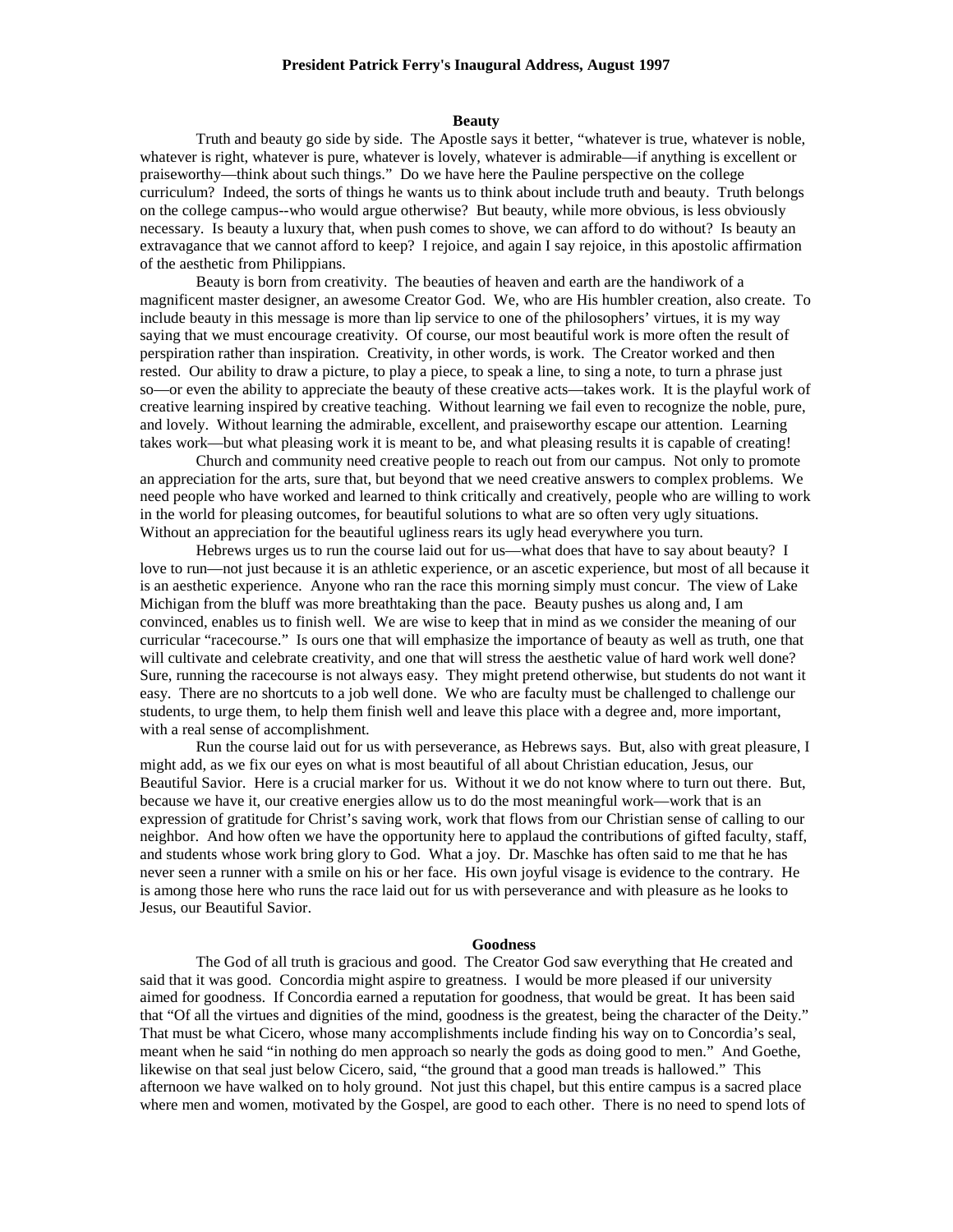**President Patrick Ferry's Inaugural Address, August 1997**

## Beauty

Truth and beauty go side by side. The Apostle says it better, "whatever is true, whatever is noble, whatever is right, whatever is pure, whatever is lovely, whatever is admirable—if anything is excellent or praiseworthy—think about such things." Do we have here the Pauline perspective on the college curriculum? Indeed, the sorts of things he wants us to think about include truth and beauty. Truth belongs on the college campus--who would argue otherwise? But beauty, while more obvious, is less obviously necessary. Is beauty a luxury that, when push comes to shove, we can afford to do without? Is beauty an extravagance that we cannot afford to keep? I rejoice, and again I say rejoice, in this apostolic affirmation of the aesthetic from Philippians.

Beauty is born from creativity. The beauties of heaven and earth are the handiwork of a magnificent master designer, an awesome Creator God. We, who are His humbler creation, also create. To include beauty in this message is more than lip service to one of the philosophers' virtues, it is my way saying that we must encourage creativity. Of course, our most beautiful work is more often the result of perspiration rather than inspiration. Creativity, in other words, is work. The Creator worked and then rested. Our ability to draw a picture, to play a piece, to speak a line, to sing a note, to turn a phrase just so—or even the ability to appreciate the beauty of these creative acts—takes work. It is the playful work of creative learning inspired by creative teaching. Without learning we fail even to recognize the noble, pure, and lovely. Without learning the admirable, excellent, and praiseworthy escape our attention. Learning takes work—but what pleasing work it is meant to be, and what pleasing results it is capable of creating!

Church and community need creative people to reach out from our campus. Not only to promote an appreciation for the arts, sure that, but beyond that we need creative answers to complex problems. We need people who have worked and learned to think critically and creatively, people who are willing to work in the world for pleasing outcomes, for beautiful solutions to what are so often very ugly situations. Without an appreciation for the beautiful ugliness rears its ugly head everywhere you turn.

Hebrews urges us to run the course laid out for us—what does that have to say about beauty? I love to run—not just because it is an athletic experience, or an ascetic experience, but most of all because it is an aesthetic experience. Anyone who ran the race this morning simply must concur. The view of Lake Michigan from the bluff was more breathtaking than the pace. Beauty pushes us along and, I am convinced, enables us to finish well. We are wise to keep that in mind as we consider the meaning of our curricular "racecourse." Is ours one that will emphasize the importance of beauty as well as truth, one that will cultivate and celebrate creativity, and one that will stress the aesthetic value of hard work well done? Sure, running the racecourse is not always easy. They might pretend otherwise, but students do not want it easy. There are no shortcuts to a job well done. We who are faculty must be challenged to challenge our students, to urge them, to help them finish well and leave this place with a degree and, more important, with a real sense of accomplishment.

Run the course laid out for us with perseverance, as Hebrews says. But, also with great pleasure, I might add, as we fix our eyes on what is most beautiful of all about Christian education, Jesus, our Beautiful Savior. Here is a crucial marker for us. Without it we do not know where to turn out there. But, because we have it, our creative energies allow us to do the most meaningful work—work that is an expression of gratitude for Christ's saving work, work that flows from our Christian sense of calling to our neighbor. And how often we have the opportunity here to applaud the contributions of gifted faculty, staff, and students whose work bring glory to God. What a joy. Dr. Maschke has often said to me that he has never seen a runner with a smile on his or her face. His own joyful visage is evidence to the contrary. He is among those here who runs the race laid out for us with perseverance and with pleasure as he looks to Jesus, our Beautiful Savior.

## Goodness

The God of all truth is gracious and good. The Creator God saw everything that He created and said that it was good. Concordia might aspire to greatness. I would be more pleased if our university aimed for goodness. If Concordia earned a reputation for goodness, that would be great. It has been said that "Of all the virtues and dignities of the mind, goodness is the greatest, being the character of the Deity." That must be what Cicero, whose many accomplishments include finding his way on to Concordia's seal, meant when he said "in nothing do men approach so nearly the gods as doing good to men." And Goethe, likewise on that seal just below Cicero, said, "the ground that a good man treads is hallowed." This afternoon we have walked on to holy ground. Not just this chapel, but this entire campus is a sacred place where men and women, motivated by the Gospel, are good to each other. There is no need to spend lots of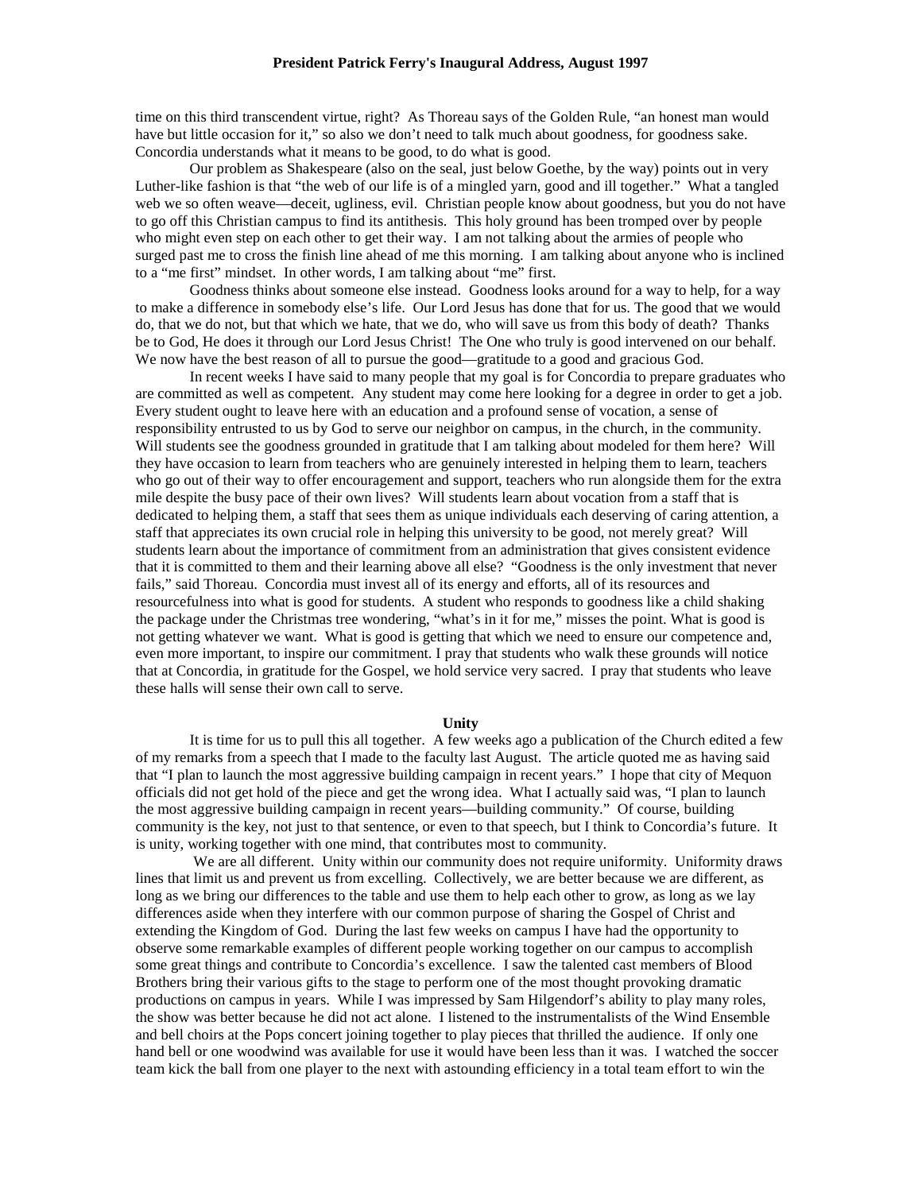time on this third transcendent virtue, right? As Thoreau says of the Golden Rule, "an honest man would have but little occasion for it," so also we don't need to talk much about goodness, for goodness sake. Concordia understands what it means to be good, to do what is good.

Our problem as Shakespeare (also on the seal, just below Goethe, by the way) points out in very Luther-like fashion is that "the web of our life is of a mingled yarn, good and ill together." What a tangled web we so often weave—deceit, ugliness, evil. Christian people know about goodness, but you do not have to go off this Christian campus to find its antithesis. This holy ground has been tromped over by people who might even step on each other to get their way. I am not talking about the armies of people who surged past me to cross the finish line ahead of me this morning. I am talking about anyone who is inclined to a "me first" mindset. In other words, I am talking about "me" first.

Goodness thinks about someone else instead. Goodness looks around for a way to help, for a way to make a difference in somebody else's life. Our Lord Jesus has done that for us. The good that we would do, that we do not, but that which we hate, that we do, who will save us from this body of death? Thanks be to God, He does it through our Lord Jesus Christ! The One who truly is good intervened on our behalf. We now have the best reason of all to pursue the good—gratitude to a good and gracious God.

In recent weeks I have said to many people that my goal is for Concordia to prepare graduates who are committed as well as competent. Any student may come here looking for a degree in order to get a job. Every student ought to leave here with an education and a profound sense of vocation, a sense of responsibility entrusted to us by God to serve our neighbor on campus, in the church, in the community. Will students see the goodness grounded in gratitude that I am talking about modeled for them here? Will they have occasion to learn from teachers who are genuinely interested in helping them to learn, teachers who go out of their way to offer encouragement and support, teachers who run alongside them for the extra mile despite the busy pace of their own lives? Will students learn about vocation from a staff that is dedicated to helping them, a staff that sees them as unique individuals each deserving of caring attention, a staff that appreciates its own crucial role in helping this university to be good, not merely great? Will students learn about the importance of commitment from an administration that gives consistent evidence that it is committed to them and their learning above all else? "Goodness is the only investment that never fails," said Thoreau. Concordia must invest all of its energy and efforts, all of its resources and resourcefulness into what is good for students. A student who responds to goodness like a child shaking the package under the Christmas tree wondering, "what's in it for me," misses the point. What is good is not getting whatever we want. What is good is getting that which we need to ensure our competence and, even more important, to inspire our commitment. I pray that students who walk these grounds will notice that at Concordia, in gratitude for the Gospel, we hold service very sacred. I pray that students who leave these halls will sense their own call to serve.

## Unity

It is time for us to pull this all together. A few weeks ago a publication of the Church edited a few of my remarks from a speech that I made to the faculty last August. The article quoted me as having said that "I plan to launch the most aggressive building campaign in recent years." I hope that city of Mequon officials did not get hold of the piece and get the wrong idea. What I actually said was, "I plan to launch the most aggressive building campaign in recent years—building community." Of course, building community is the key, not just to that sentence, or even to that speech, but I think to Concordia's future. It is unity, working together with one mind, that contributes most to community.

We are all different. Unity within our community does not require uniformity. Uniformity draws lines that limit us and prevent us from excelling. Collectively, we are better because we are different, as long as we bring our differences to the table and use them to help each other to grow, as long as we lay differences aside when they interfere with our common purpose of sharing the Gospel of Christ and extending the Kingdom of God. During the last few weeks on campus I have had the opportunity to observe some remarkable examples of different people working together on our campus to accomplish some great things and contribute to Concordia's excellence. I saw the talented cast members of Blood Brothers bring their various gifts to the stage to perform one of the most thought provoking dramatic productions on campus in years. While I was impressed by Sam Hilgendorf's ability to play many roles, the show was better because he did not act alone. I listened to the instrumentalists of the Wind Ensemble and bell choirs at the Pops concert joining together to play pieces that thrilled the audience. If only one hand bell or one woodwind was available for use it would have been less than it was. I watched the soccer team kick the ball from one player to the next with astounding efficiency in a total team effort to win the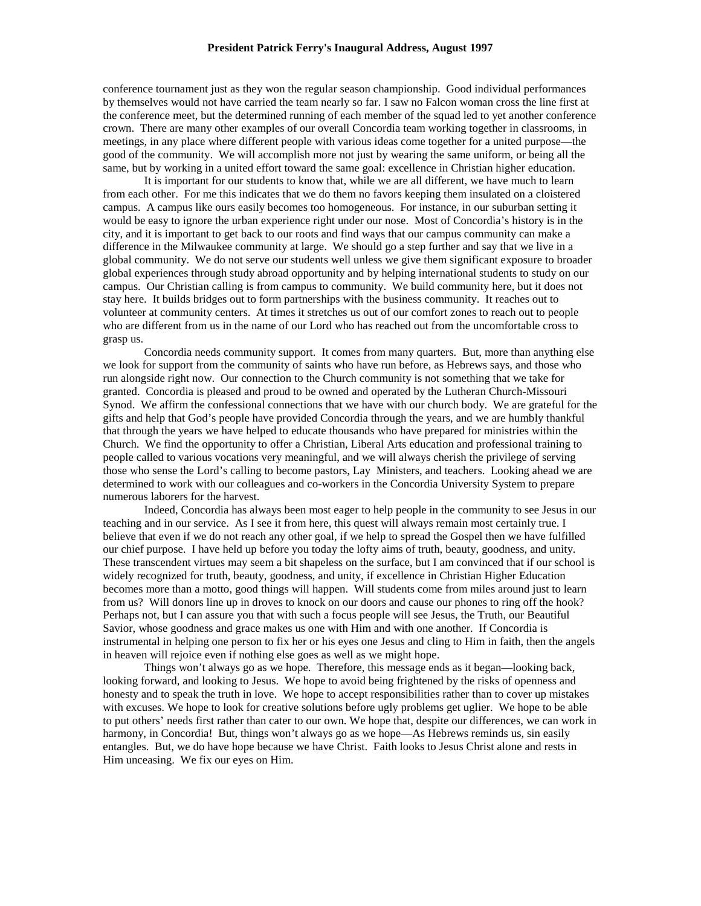conference tournament just as they won the regular season championship. Good individual performances by themselves would not have carried the team nearly so far. I saw no Falcon woman cross the line first at the conference meet, but the determined running of each member of the squad led to yet another conference crown. There are many other examples of our overall Concordia team working together in classrooms, in meetings, in any place where different people with various ideas come together for a united purpose—the good of the community. We will accomplish more not just by wearing the same uniform, or being all the same, but by working in a united effort toward the same goal: excellence in Christian higher education.

It is important for our students to know that, while we are all different, we have much to learn from each other. For me this indicates that we do them no favors keeping them insulated on a cloistered campus. A campus like ours easily becomes too homogeneous. For instance, in our suburban setting it would be easy to ignore the urban experience right under our nose. Most of Concordia's history is in the city, and it is important to get back to our roots and find ways that our campus community can make a difference in the Milwaukee community at large. We should go a step further and say that we live in a global community. We do not serve our students well unless we give them significant exposure to broader global experiences through study abroad opportunity and by helping international students to study on our campus. Our Christian calling is from campus to community. We build community here, but it does not stay here. It builds bridges out to form partnerships with the business community. It reaches out to volunteer at community centers. At times it stretches us out of our comfort zones to reach out to people who are different from us in the name of our Lord who has reached out from the uncomfortable cross to grasp us.

Concordia needs community support. It comes from many quarters. But, more than anything else we look for support from the community of saints who have run before, as Hebrews says, and those who run alongside right now. Our connection to the Church community is not something that we take for granted. Concordia is pleased and proud to be owned and operated by the Lutheran Church-Missouri Synod. We affirm the confessional connections that we have with our church body. We are grateful for the gifts and help that God's people have provided Concordia through the years, and we are humbly thankful that through the years we have helped to educate thousands who have prepared for ministries within the Church. We find the opportunity to offer a Christian, Liberal Arts education and professional training to people called to various vocations very meaningful, and we will always cherish the privilege of serving those who sense the Lord's calling to become pastors, Lay Ministers, and teachers. Looking ahead we are determined to work with our colleagues and co-workers in the Concordia University System to prepare numerous laborers for the harvest.

Indeed, Concordia has always been most eager to help people in the community to see Jesus in our teaching and in our service. As I see it from here, this quest will always remain most certainly true. I believe that even if we do not reach any other goal, if we help to spread the Gospel then we have fulfilled our chief purpose. I have held up before you today the lofty aims of truth, beauty, goodness, and unity. These transcendent virtues may seem a bit shapeless on the surface, but I am convinced that if our school is widely recognized for truth, beauty, goodness, and unity, if excellence in Christian Higher Education becomes more than a motto, good things will happen. Will students come from miles around just to learn from us? Will donors line up in droves to knock on our doors and cause our phones to ring off the hook? Perhaps not, but I can assure you that with such a focus people will see Jesus, the Truth, our Beautiful Savior, whose goodness and grace makes us one with Him and with one another. If Concordia is instrumental in helping one person to fix her or his eyes one Jesus and cling to Him in faith, then the angels in heaven will rejoice even if nothing else goes as well as we might hope.

Things won't always go as we hope. Therefore, this message ends as it began—looking back, looking forward, and looking to Jesus. We hope to avoid being frightened by the risks of openness and honesty and to speak the truth in love. We hope to accept responsibilities rather than to cover up mistakes with excuses. We hope to look for creative solutions before ugly problems get uglier. We hope to be able to put others' needs first rather than cater to our own. We hope that, despite our differences, we can work in harmony, in Concordia! But, things won't always go as we hope—As Hebrews reminds us, sin easily entangles. But, we do have hope because we have Christ. Faith looks to Jesus Christ alone and rests in Him unceasing. We fix our eyes on Him.